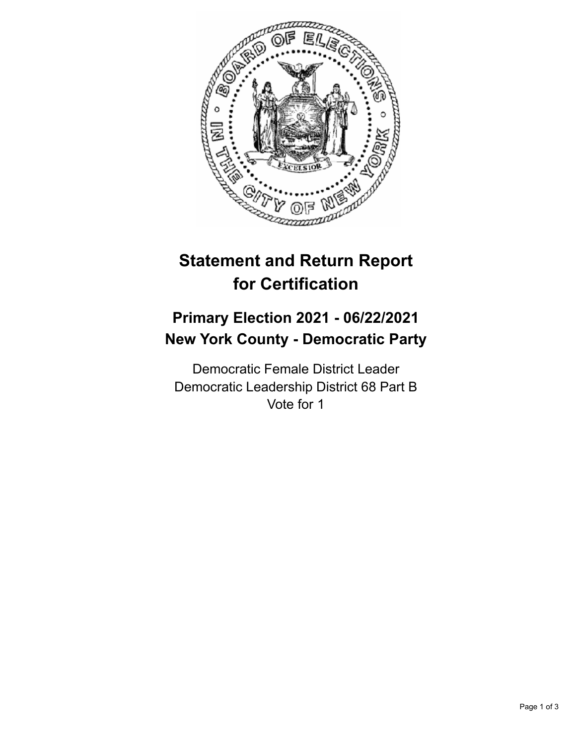# Statement and Return Report for Certification

## Primary Election 2021 - 06/22/2021
## New York County - Democratic Party

Democratic Female District Leader
Democratic Leadership District 68 Part B
Vote for 1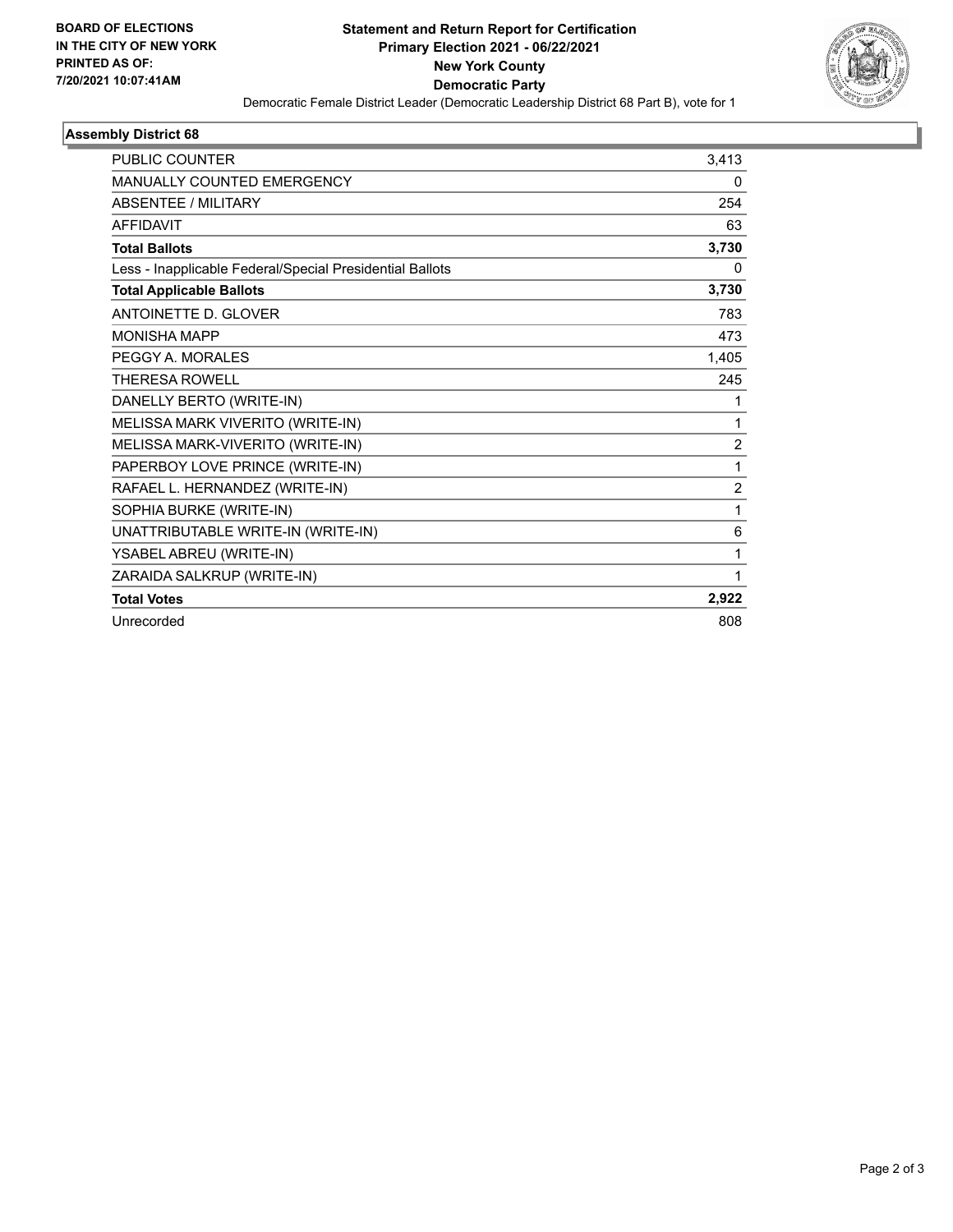BOARD OF ELECTIONS
IN THE CITY OF NEW YORK
PRINTED AS OF:
7/20/2021 10:07:41AM

# Statement and Return Report for Certification
## Primary Election 2021 - 06/22/2021
## New York County
## Democratic Party

Democratic Female District Leader (Democratic Leadership District 68 Part B), vote for 1

### Assembly District 68

| | |
|---|---|
| PUBLIC COUNTER | 3,413 |
| MANUALLY COUNTED EMERGENCY | 0 |
| ABSENTEE / MILITARY | 254 |
| AFFIDAVIT | 63 |
| **Total Ballots** | **3,730** |
| Less - Inapplicable Federal/Special Presidential Ballots | 0 |
| **Total Applicable Ballots** | **3,730** |
| ANTOINETTE D. GLOVER | 783 |
| MONISHA MAPP | 473 |
| PEGGY A. MORALES | 1,405 |
| THERESA ROWELL | 245 |
| DANELLY BERTO (WRITE-IN) | 1 |
| MELISSA MARK VIVERITO (WRITE-IN) | 1 |
| MELISSA MARK-VIVERITO (WRITE-IN) | 2 |
| PAPERBOY LOVE PRINCE (WRITE-IN) | 1 |
| RAFAEL L. HERNANDEZ (WRITE-IN) | 2 |
| SOPHIA BURKE (WRITE-IN) | 1 |
| UNATTRIBUTABLE WRITE-IN (WRITE-IN) | 6 |
| YSABEL ABREU (WRITE-IN) | 1 |
| ZARAIDA SALKRUP (WRITE-IN) | 1 |
| **Total Votes** | **2,922** |
| Unrecorded | 808 |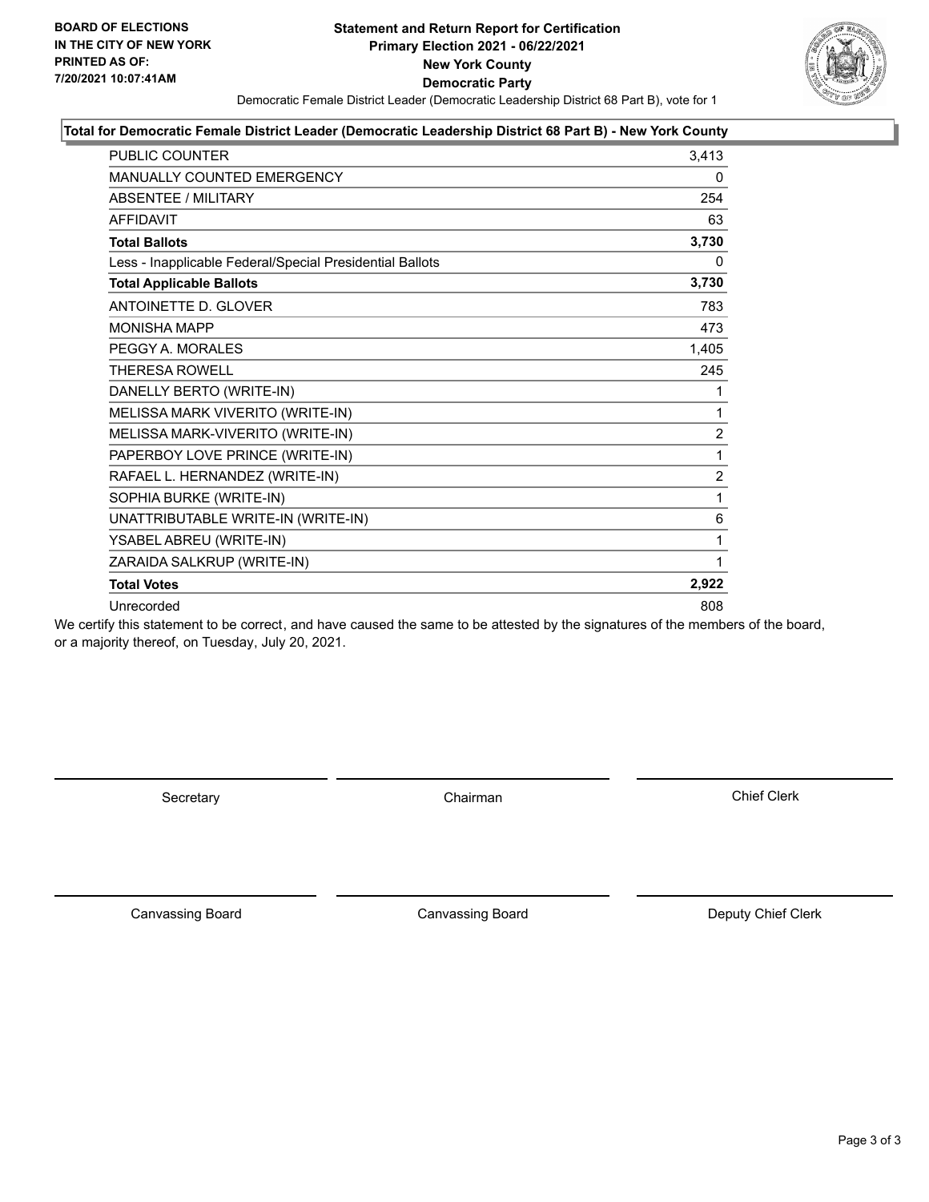**BOARD OF ELECTIONS IN THE CITY OF NEW YORK PRINTED AS OF: 7/20/2021 10:07:41AM**

# Statement and Return Report for Certification
## Primary Election 2021 - 06/22/2021
## New York County
## Democratic Party

Democratic Female District Leader (Democratic Leadership District 68 Part B), vote for 1

### Total for Democratic Female District Leader (Democratic Leadership District 68 Part B) - New York County

| | |
|---|---|
| PUBLIC COUNTER | 3,413 |
| MANUALLY COUNTED EMERGENCY | 0 |
| ABSENTEE / MILITARY | 254 |
| AFFIDAVIT | 63 |
| **Total Ballots** | **3,730** |
| Less - Inapplicable Federal/Special Presidential Ballots | 0 |
| **Total Applicable Ballots** | **3,730** |
| ANTOINETTE D. GLOVER | 783 |
| MONISHA MAPP | 473 |
| PEGGY A. MORALES | 1,405 |
| THERESA ROWELL | 245 |
| DANELLY BERTO (WRITE-IN) | 1 |
| MELISSA MARK VIVERITO (WRITE-IN) | 1 |
| MELISSA MARK-VIVERITO (WRITE-IN) | 2 |
| PAPERBOY LOVE PRINCE (WRITE-IN) | 1 |
| RAFAEL L. HERNANDEZ (WRITE-IN) | 2 |
| SOPHIA BURKE (WRITE-IN) | 1 |
| UNATTRIBUTABLE WRITE-IN (WRITE-IN) | 6 |
| YSABEL ABREU (WRITE-IN) | 1 |
| ZARAIDA SALKRUP (WRITE-IN) | 1 |
| **Total Votes** | **2,922** |
| Unrecorded | 808 |

We certify this statement to be correct, and have caused the same to be attested by the signatures of the members of the board, or a majority thereof, on Tuesday, July 20, 2021.

Secretary

Chairman

Chief Clerk

Canvassing Board

Canvassing Board

Deputy Chief Clerk